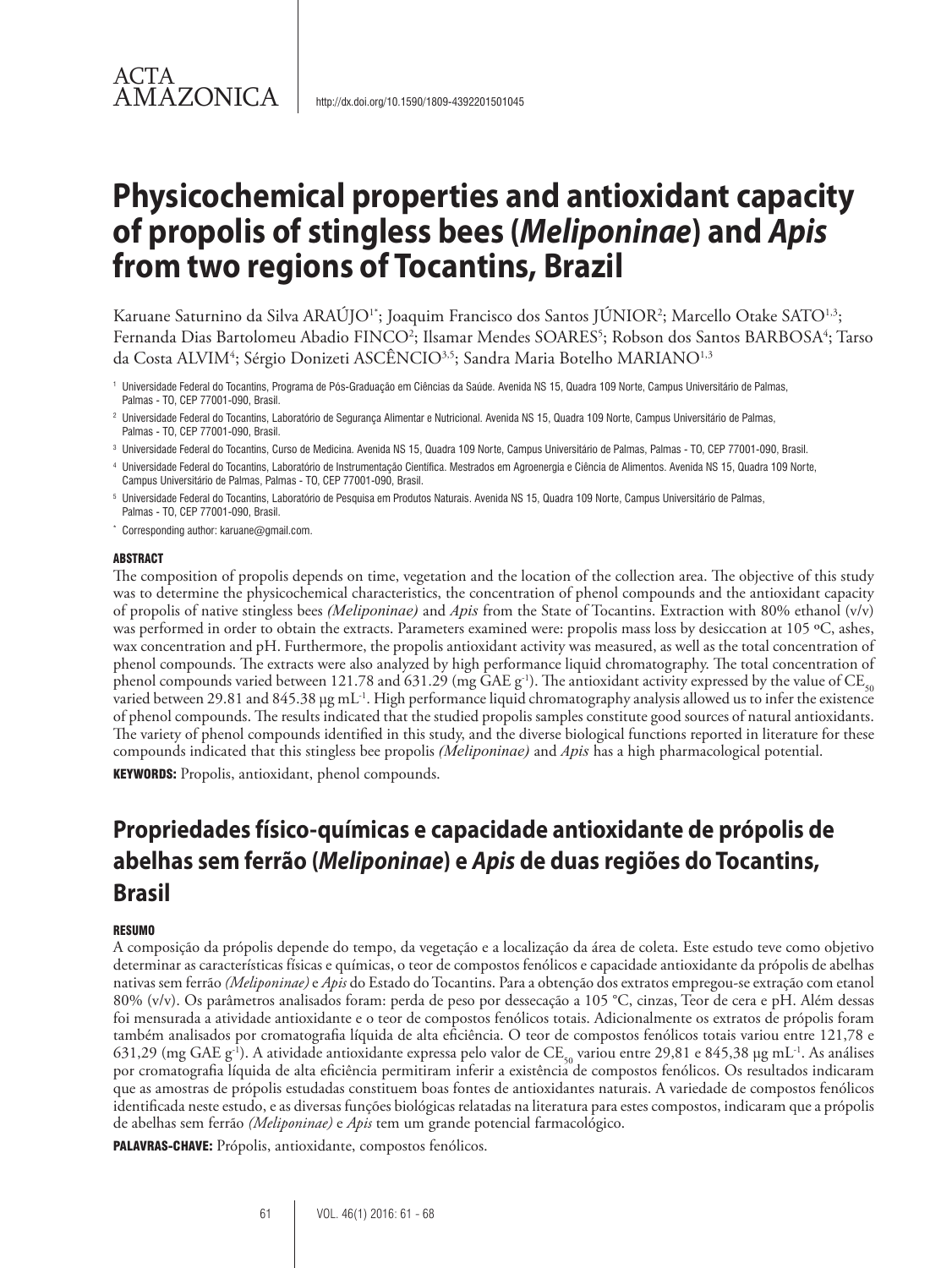ACTA AMAZONICA

http://dx.doi.org/10.1590/1809-4392201501045

# Physicochemical properties and antioxidant capacity of propolis of stingless bees (*Meliponinae*) and *Apis* from two regions of Tocantins, Brazil

Karuane Saturnino da Silva ARAÚJO[1*]; Joaquim Francisco dos Santos JÚNIOR[2]; Marcello Otake SATO[1,3]; Fernanda Dias Bartolomeu Abadio FINCO[2]; Ilsamar Mendes SOARES[5]; Robson dos Santos BARBOSA[4]; Tarso da Costa ALVIM[4]; Sérgio Donizeti ASCÊNCIO[3,5]; Sandra Maria Botelho MARIANO[1,3]

[1] Universidade Federal do Tocantins, Programa de Pós-Graduação em Ciências da Saúde. Avenida NS 15, Quadra 109 Norte, Campus Universitário de Palmas, Palmas - TO, CEP 77001-090, Brasil.

[2] Universidade Federal do Tocantins, Laboratório de Segurança Alimentar e Nutricional. Avenida NS 15, Quadra 109 Norte, Campus Universitário de Palmas, Palmas - TO, CEP 77001-090, Brasil.

[3] Universidade Federal do Tocantins, Curso de Medicina. Avenida NS 15, Quadra 109 Norte, Campus Universitário de Palmas, Palmas - TO, CEP 77001-090, Brasil.

[4] Universidade Federal do Tocantins, Laboratório de Instrumentação Científica. Mestrados em Agroenergia e Ciência de Alimentos. Avenida NS 15, Quadra 109 Norte, Campus Universitário de Palmas, Palmas - TO, CEP 77001-090, Brasil.

[5] Universidade Federal do Tocantins, Laboratório de Pesquisa em Produtos Naturais. Avenida NS 15, Quadra 109 Norte, Campus Universitário de Palmas, Palmas - TO, CEP 77001-090, Brasil.

[*] Corresponding author: karuane@gmail.com.

### ABSTRACT

The composition of propolis depends on time, vegetation and the location of the collection area. The objective of this study was to determine the physicochemical characteristics, the concentration of phenol compounds and the antioxidant capacity of propolis of native stingless bees *(Meliponinae)* and *Apis* from the State of Tocantins. Extraction with 80% ethanol (v/v) was performed in order to obtain the extracts. Parameters examined were: propolis mass loss by desiccation at 105 ºC, ashes, wax concentration and pH. Furthermore, the propolis antioxidant activity was measured, as well as the total concentration of phenol compounds. The extracts were also analyzed by high performance liquid chromatography. The total concentration of phenol compounds varied between 121.78 and 631.29 (mg GAE $g^{-1}$). The antioxidant activity expressed by the value of $CE_{50}$ varied between 29.81 and 845.38 µg $mL^{-1}$. High performance liquid chromatography analysis allowed us to infer the existence of phenol compounds. The results indicated that the studied propolis samples constitute good sources of natural antioxidants. The variety of phenol compounds identified in this study, and the diverse biological functions reported in literature for these compounds indicated that this stingless bee propolis *(Meliponinae)* and *Apis* has a high pharmacological potential.

**KEYWORDS:** Propolis, antioxidant, phenol compounds.

# Propriedades físico-químicas e capacidade antioxidante de própolis de abelhas sem ferrão (*Meliponinae*) e *Apis* de duas regiões do Tocantins, Brasil

### RESUMO

A composição da própolis depende do tempo, da vegetação e a localização da área de coleta. Este estudo teve como objetivo determinar as características físicas e químicas, o teor de compostos fenólicos e capacidade antioxidante da própolis de abelhas nativas sem ferrão *(Meliponinae)* e *Apis* do Estado do Tocantins. Para a obtenção dos extratos empregou-se extração com etanol 80% (v/v). Os parâmetros analisados foram: perda de peso por dessecação a 105 °C, cinzas, Teor de cera e pH. Além dessas foi mensurada a atividade antioxidante e o teor de compostos fenólicos totais. Adicionalmente os extratos de própolis foram também analisados por cromatografia líquida de alta eficiência. O teor de compostos fenólicos totais variou entre 121,78 e 631,29 (mg GAE $g^{-1}$). A atividade antioxidante expressa pelo valor de $CE_{50}$ variou entre 29,81 e 845,38 µg $mL^{-1}$. As análises por cromatografia líquida de alta eficiência permitiram inferir a existência de compostos fenólicos. Os resultados indicaram que as amostras de própolis estudadas constituem boas fontes de antioxidantes naturais. A variedade de compostos fenólicos identificada neste estudo, e as diversas funções biológicas relatadas na literatura para estes compostos, indicaram que a própolis de abelhas sem ferrão *(Meliponinae)* e *Apis* tem um grande potencial farmacológico.

**PALAVRAS-CHAVE:** Própolis, antioxidante, compostos fenólicos.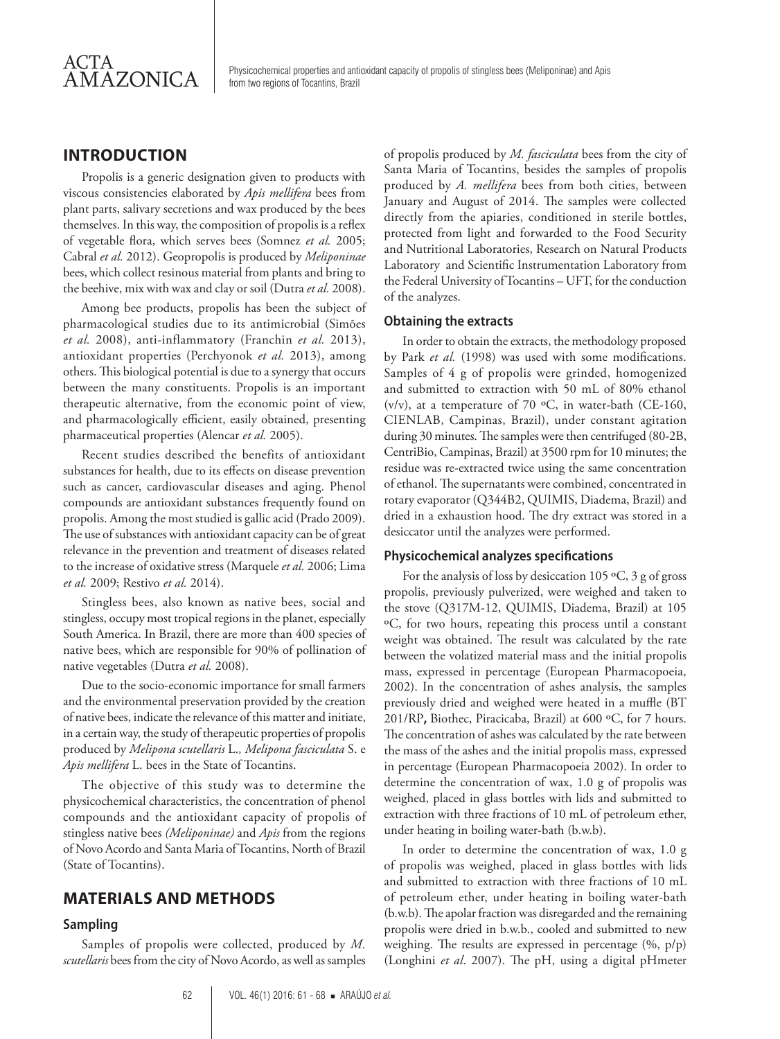## INTRODUCTION

Propolis is a generic designation given to products with viscous consistencies elaborated by *Apis mellifera* bees from plant parts, salivary secretions and wax produced by the bees themselves. In this way, the composition of propolis is a reflex of vegetable flora, which serves bees (Somnez *et al.* 2005; Cabral *et al.* 2012). Geopropolis is produced by *Meliponinae* bees, which collect resinous material from plants and bring to the beehive, mix with wax and clay or soil (Dutra *et al.* 2008).

Among bee products, propolis has been the subject of pharmacological studies due to its antimicrobial (Simões *et al.* 2008), anti-inflammatory (Franchin *et al.* 2013), antioxidant properties (Perchyonok *et al.* 2013), among others. This biological potential is due to a synergy that occurs between the many constituents. Propolis is an important therapeutic alternative, from the economic point of view, and pharmacologically efficient, easily obtained, presenting pharmaceutical properties (Alencar *et al.* 2005).

Recent studies described the benefits of antioxidant substances for health, due to its effects on disease prevention such as cancer, cardiovascular diseases and aging. Phenol compounds are antioxidant substances frequently found on propolis. Among the most studied is gallic acid (Prado 2009). The use of substances with antioxidant capacity can be of great relevance in the prevention and treatment of diseases related to the increase of oxidative stress (Marquele *et al.* 2006; Lima *et al.* 2009; Restivo *et al.* 2014).

Stingless bees, also known as native bees, social and stingless, occupy most tropical regions in the planet, especially South America. In Brazil, there are more than 400 species of native bees, which are responsible for 90% of pollination of native vegetables (Dutra *et al.* 2008).

Due to the socio-economic importance for small farmers and the environmental preservation provided by the creation of native bees, indicate the relevance of this matter and initiate, in a certain way, the study of therapeutic properties of propolis produced by *Melipona scutellaris* L., *Melipona fasciculata* S. e *Apis mellifera* L. bees in the State of Tocantins.

The objective of this study was to determine the physicochemical characteristics, the concentration of phenol compounds and the antioxidant capacity of propolis of stingless native bees *(Meliponinae)* and *Apis* from the regions of Novo Acordo and Santa Maria of Tocantins, North of Brazil (State of Tocantins).

## MATERIALS AND METHODS

### Sampling

Samples of propolis were collected, produced by *M. scutellaris* bees from the city of Novo Acordo, as well as samples of propolis produced by *M. fasciculata* bees from the city of Santa Maria of Tocantins, besides the samples of propolis produced by *A. mellifera* bees from both cities, between January and August of 2014. The samples were collected directly from the apiaries, conditioned in sterile bottles, protected from light and forwarded to the Food Security and Nutritional Laboratories, Research on Natural Products Laboratory and Scientific Instrumentation Laboratory from the Federal University of Tocantins – UFT, for the conduction of the analyzes.

### Obtaining the extracts

In order to obtain the extracts, the methodology proposed by Park *et al.* (1998) was used with some modifications. Samples of 4 g of propolis were grinded, homogenized and submitted to extraction with 50 mL of 80% ethanol (v/v), at a temperature of 70 ºC, in water-bath (CE-160, CIENLAB, Campinas, Brazil), under constant agitation during 30 minutes. The samples were then centrifuged (80-2B, CentriBio, Campinas, Brazil) at 3500 rpm for 10 minutes; the residue was re-extracted twice using the same concentration of ethanol. The supernatants were combined, concentrated in rotary evaporator (Q344B2, QUIMIS, Diadema, Brazil) and dried in a exhaustion hood. The dry extract was stored in a desiccator until the analyzes were performed.

### Physicochemical analyzes specifications

For the analysis of loss by desiccation 105 ºC, 3 g of gross propolis, previously pulverized, were weighed and taken to the stove (Q317M-12, QUIMIS, Diadema, Brazil) at 105 ºC, for two hours, repeating this process until a constant weight was obtained. The result was calculated by the rate between the volatized material mass and the initial propolis mass, expressed in percentage (European Pharmacopoeia, 2002). In the concentration of ashes analysis, the samples previously dried and weighed were heated in a muffle (BT 201/RP**,** Biothec, Piracicaba, Brazil) at 600 ºC, for 7 hours. The concentration of ashes was calculated by the rate between the mass of the ashes and the initial propolis mass, expressed in percentage (European Pharmacopoeia 2002). In order to determine the concentration of wax, 1.0 g of propolis was weighed, placed in glass bottles with lids and submitted to extraction with three fractions of 10 mL of petroleum ether, under heating in boiling water-bath (b.w.b).

In order to determine the concentration of wax, 1.0 g of propolis was weighed, placed in glass bottles with lids and submitted to extraction with three fractions of 10 mL of petroleum ether, under heating in boiling water-bath (b.w.b). The apolar fraction was disregarded and the remaining propolis were dried in b.w.b., cooled and submitted to new weighing. The results are expressed in percentage (%, p/p) (Longhini *et al*. 2007). The pH, using a digital pHmeter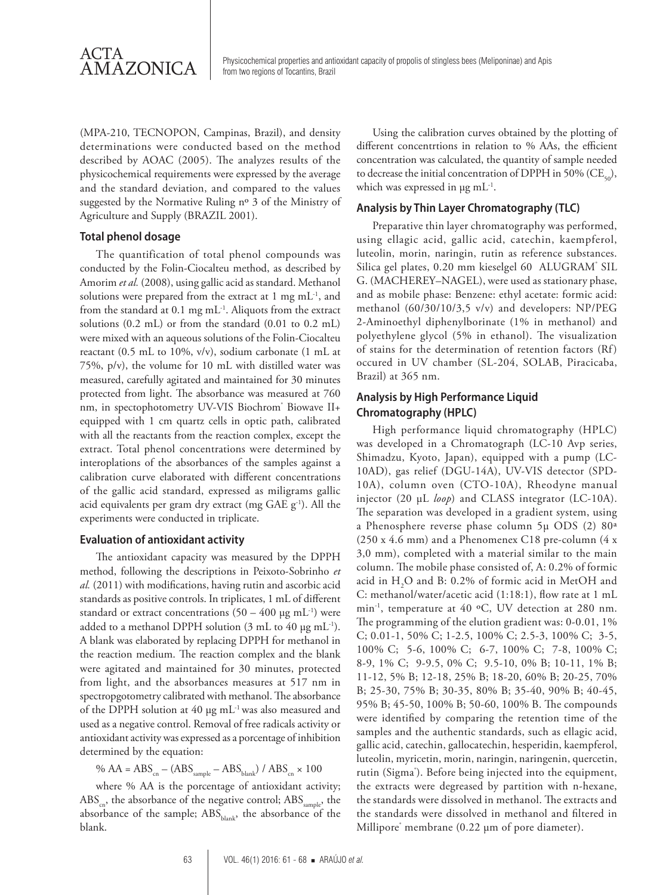(MPA-210, TECNOPON, Campinas, Brazil), and density determinations were conducted based on the method described by AOAC (2005). The analyzes results of the physicochemical requirements were expressed by the average and the standard deviation, and compared to the values suggested by the Normative Ruling nº 3 of the Ministry of Agriculture and Supply (BRAZIL 2001).

### Total phenol dosage

The quantification of total phenol compounds was conducted by the Folin-Ciocalteu method, as described by Amorim *et al.* (2008), using gallic acid as standard. Methanol solutions were prepared from the extract at 1 mg $mL^{-1}$, and from the standard at 0.1 mg $mL^{-1}$. Aliquots from the extract solutions (0.2 mL) or from the standard (0.01 to 0.2 mL) were mixed with an aqueous solutions of the Folin-Ciocalteu reactant (0.5 mL to 10%, v/v), sodium carbonate (1 mL at 75%, p/v), the volume for 10 mL with distilled water was measured, carefully agitated and maintained for 30 minutes protected from light. The absorbance was measured at 760 nm, in spectophotometry UV-VIS Biochrom® Biowave II+ equipped with 1 cm quartz cells in optic path, calibrated with all the reactants from the reaction complex, except the extract. Total phenol concentrations were determined by interoplations of the absorbances of the samples against a calibration curve elaborated with different concentrations of the gallic acid standard, expressed as miligrams gallic acid equivalents per gram dry extract (mg GAE $g^{-1}$). All the experiments were conducted in triplicate.

### Evaluation of antioxidant activity

The antioxidant capacity was measured by the DPPH method, following the descriptions in Peixoto-Sobrinho *et al.* (2011) with modifications, having rutin and ascorbic acid standards as positive controls. In triplicates, 1 mL of different standard or extract concentrations (50 – 400 µg $mL^{-1}$) were added to a methanol DPPH solution (3 mL to 40 µg $mL^{-1}$). A blank was elaborated by replacing DPPH for methanol in the reaction medium. The reaction complex and the blank were agitated and maintained for 30 minutes, protected from light, and the absorbances measures at 517 nm in spectropgotometry calibrated with methanol. The absorbance of the DPPH solution at 40 µg $mL^{-1}$ was also measured and used as a negative control. Removal of free radicals activity or antioxidant activity was expressed as a porcentage of inhibition determined by the equation:

$$\% AA = ABS_{cn} - (ABS_{sample} - ABS_{blank}) / ABS_{cn} \times 100$$

where % AA is the porcentage of antioxidant activity; $ABS_{cn}$, the absorbance of the negative control; $ABS_{sample}$, the absorbance of the sample; $ABS_{blank}$, the absorbance of the blank.

Using the calibration curves obtained by the plotting of different concentrtions in relation to % AAs, the efficient concentration was calculated, the quantity of sample needed to decrease the initial concentration of DPPH in 50% ($CE_{50}$), which was expressed in µg $mL^{-1}$.

### Analysis by Thin Layer Chromatography (TLC)

Preparative thin layer chromatography was performed, using ellagic acid, gallic acid, catechin, kaempferol, luteolin, morin, naringin, rutin as reference substances. Silica gel plates, 0.20 mm kieselgel 60 ALUGRAM® SIL G. (MACHEREY–NAGEL), were used as stationary phase, and as mobile phase: Benzene: ethyl acetate: formic acid: methanol (60/30/10/3,5 v/v) and developers: NP/PEG 2-Aminoethyl diphenylborinate (1% in methanol) and polyethylene glycol (5% in ethanol). The visualization of stains for the determination of retention factors (Rf) occured in UV chamber (SL-204, SOLAB, Piracicaba, Brazil) at 365 nm.

### Analysis by High Performance Liquid Chromatography (HPLC)

High performance liquid chromatography (HPLC) was developed in a Chromatograph (LC-10 Avp series, Shimadzu, Kyoto, Japan), equipped with a pump (LC-10AD), gas relief (DGU-14A), UV-VIS detector (SPD-10A), column oven (CTO-10A), Rheodyne manual injector (20 µL *loop*) and CLASS integrator (LC-10A). The separation was developed in a gradient system, using a Phenosphere reverse phase column 5µ ODS (2) 80ª (250 x 4.6 mm) and a Phenomenex C18 pre-column (4 x 3,0 mm), completed with a material similar to the main column. The mobile phase consisted of, A: 0.2% of formic acid in $H_2O$ and B: 0.2% of formic acid in MetOH and C: methanol/water/acetic acid (1:18:1), flow rate at 1 mL $min^{-1}$, temperature at 40 ºC, UV detection at 280 nm. The programming of the elution gradient was: 0-0.01, 1% C; 0.01-1, 50% C; 1-2.5, 100% C; 2.5-3, 100% C; 3-5, 100% C; 5-6, 100% C; 6-7, 100% C; 7-8, 100% C; 8-9, 1% C; 9-9.5, 0% C; 9.5-10, 0% B; 10-11, 1% B; 11-12, 5% B; 12-18, 25% B; 18-20, 60% B; 20-25, 70% B; 25-30, 75% B; 30-35, 80% B; 35-40, 90% B; 40-45, 95% B; 45-50, 100% B; 50-60, 100% B. The compounds were identified by comparing the retention time of the samples and the authentic standards, such as ellagic acid, gallic acid, catechin, gallocatechin, hesperidin, kaempferol, luteolin, myricetin, morin, naringin, naringenin, quercetin, rutin (Sigma®). Before being injected into the equipment, the extracts were degreased by partition with n-hexane, the standards were dissolved in methanol. The extracts and the standards were dissolved in methanol and filtered in Millipore® membrane (0.22 µm of pore diameter).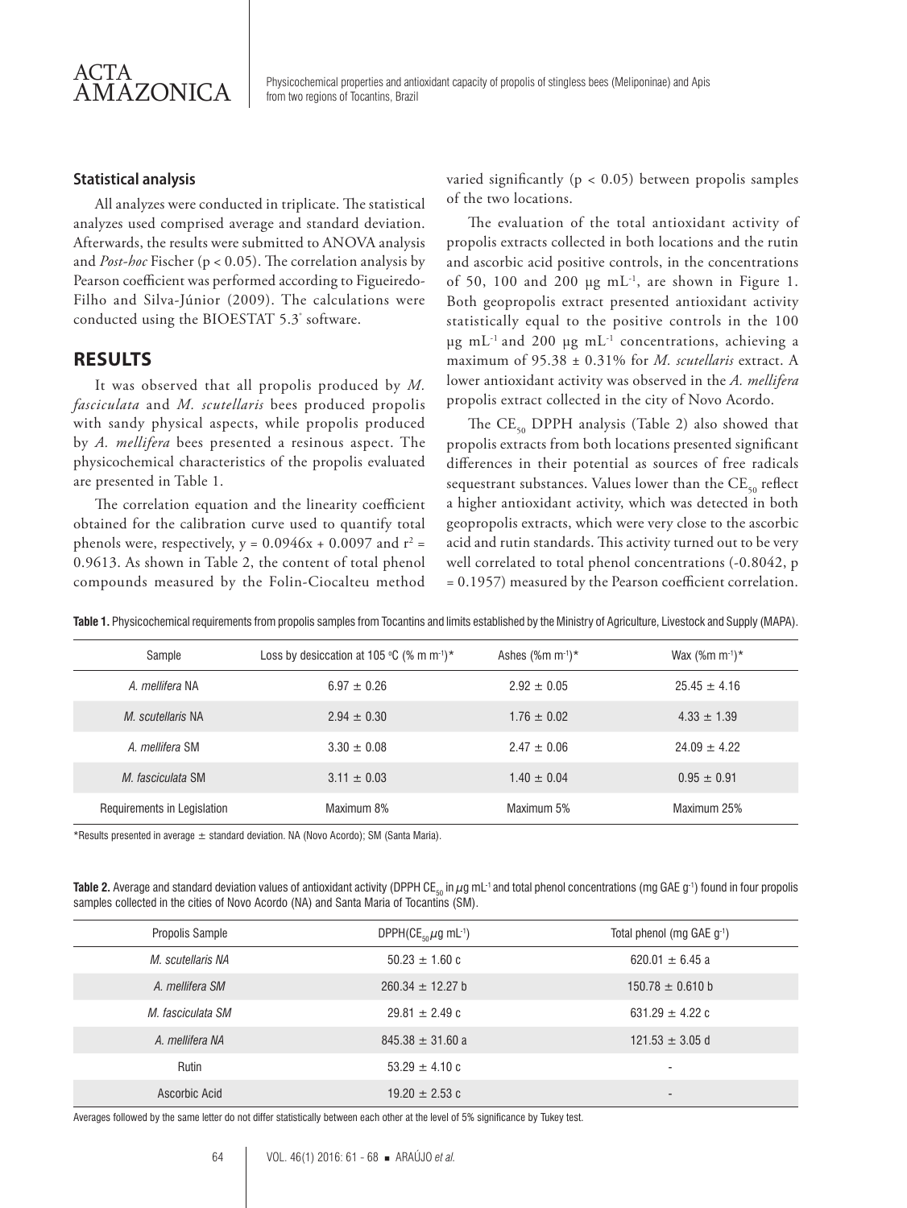### Statistical analysis

All analyzes were conducted in triplicate. The statistical analyzes used comprised average and standard deviation. Afterwards, the results were submitted to ANOVA analysis and *Post-hoc* Fischer ($p < 0.05$). The correlation analysis by Pearson coefficient was performed according to Figueiredo-Filho and Silva-Júnior (2009). The calculations were conducted using the BIOESTAT 5.3® software.

## RESULTS

It was observed that all propolis produced by *M. fasciculata* and *M. scutellaris* bees produced propolis with sandy physical aspects, while propolis produced by *A. mellifera* bees presented a resinous aspect. The physicochemical characteristics of the propolis evaluated are presented in Table 1.

The correlation equation and the linearity coefficient obtained for the calibration curve used to quantify total phenols were, respectively, $y = 0.0946x + 0.0097$ and $r^2 = 0.9613$. As shown in Table 2, the content of total phenol compounds measured by the Folin-Ciocalteu method varied significantly ($p < 0.05$) between propolis samples of the two locations.

The evaluation of the total antioxidant activity of propolis extracts collected in both locations and the rutin and ascorbic acid positive controls, in the concentrations of 50, 100 and 200 μg mL$^{-1}$, are shown in Figure 1. Both geopropolis extract presented antioxidant activity statistically equal to the positive controls in the 100 μg mL$^{-1}$ and 200 μg mL$^{-1}$ concentrations, achieving a maximum of 95.38 ± 0.31% for *M. scutellaris* extract. A lower antioxidant activity was observed in the *A. mellifera* propolis extract collected in the city of Novo Acordo.

The $CE_{50}$ DPPH analysis (Table 2) also showed that propolis extracts from both locations presented significant differences in their potential as sources of free radicals sequestrant substances. Values lower than the $CE_{50}$ reflect a higher antioxidant activity, which was detected in both geopropolis extracts, which were very close to the ascorbic acid and rutin standards. This activity turned out to be very well correlated to total phenol concentrations (-0.8042, $p = 0.1957$) measured by the Pearson coefficient correlation.

**Table 1.** Physicochemical requirements from propolis samples from Tocantins and limits established by the Ministry of Agriculture, Livestock and Supply (MAPA).

| Sample | Loss by desiccation at 105 °C (% m m$^{-1}$)* | Ashes (%m m$^{-1}$)* | Wax (%m m$^{-1}$)* |
|---|---|---|---|
| *A. mellifera* NA | 6.97 ± 0.26 | 2.92 ± 0.05 | 25.45 ± 4.16 |
| *M. scutellaris* NA | 2.94 ± 0.30 | 1.76 ± 0.02 | 4.33 ± 1.39 |
| *A. mellifera* SM | 3.30 ± 0.08 | 2.47 ± 0.06 | 24.09 ± 4.22 |
| *M. fasciculata* SM | 3.11 ± 0.03 | 1.40 ± 0.04 | 0.95 ± 0.91 |
| Requirements in Legislation | Maximum 8% | Maximum 5% | Maximum 25% |

*Results presented in average ± standard deviation. NA (Novo Acordo); SM (Santa Maria).

**Table 2.** Average and standard deviation values of antioxidant activity (DPPH $CE_{50}$ in μg mL$^{-1}$ and total phenol concentrations (mg GAE g$^{-1}$) found in four propolis samples collected in the cities of Novo Acordo (NA) and Santa Maria of Tocantins (SM).

| Propolis Sample | DPPH($CE_{50}$ μg mL$^{-1}$) | Total phenol (mg GAE g$^{-1}$) |
|---|---|---|
| *M. scutellaris NA* | 50.23 ± 1.60 c | 620.01 ± 6.45 a |
| *A. mellifera SM* | 260.34 ± 12.27 b | 150.78 ± 0.610 b |
| *M. fasciculata SM* | 29.81 ± 2.49 c | 631.29 ± 4.22 c |
| *A. mellifera NA* | 845.38 ± 31.60 a | 121.53 ± 3.05 d |
| Rutin | 53.29 ± 4.10 c | - |
| Ascorbic Acid | 19.20 ± 2.53 c | - |

Averages followed by the same letter do not differ statistically between each other at the level of 5% significance by Tukey test.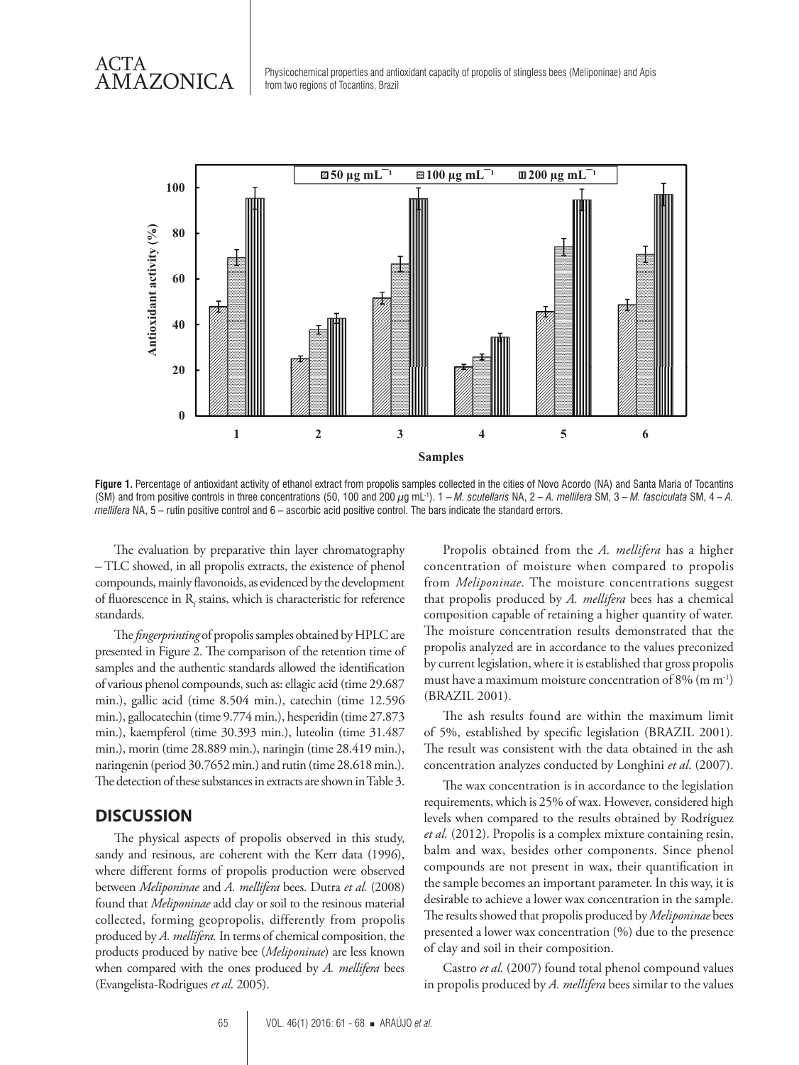**Figure 1.** Percentage of antioxidant activity of ethanol extract from propolis samples collected in the cities of Novo Acordo (NA) and Santa Maria of Tocantins (SM) and from positive controls in three concentrations (50, 100 and 200 $\mu$g mL$^{-1}$). 1 – *M. scutellaris* NA, 2 – *A. mellifera* SM, 3 – *M. fasciculata* SM, 4 – *A. mellifera* NA, 5 – rutin positive control and 6 – ascorbic acid positive control. The bars indicate the standard errors.

The evaluation by preparative thin layer chromatography – TLC showed, in all propolis extracts, the existence of phenol compounds, mainly flavonoids, as evidenced by the development of fluorescence in $R_f$ stains, which is characteristic for reference standards.

The *fingerprinting* of propolis samples obtained by HPLC are presented in Figure 2. The comparison of the retention time of samples and the authentic standards allowed the identification of various phenol compounds, such as: ellagic acid (time 29.687 min.), gallic acid (time 8.504 min.), catechin (time 12.596 min.), gallocatechin (time 9.774 min.), hesperidin (time 27.873 min.), kaempferol (time 30.393 min.), luteolin (time 31.487 min.), morin (time 28.889 min.), naringin (time 28.419 min.), naringenin (period 30.7652 min.) and rutin (time 28.618 min.). The detection of these substances in extracts are shown in Table 3.

## DISCUSSION

The physical aspects of propolis observed in this study, sandy and resinous, are coherent with the Kerr data (1996), where different forms of propolis production were observed between *Meliponinae* and *A. mellifera* bees. Dutra *et al.* (2008) found that *Meliponinae* add clay or soil to the resinous material collected, forming geopropolis, differently from propolis produced by *A. mellifera.* In terms of chemical composition, the products produced by native bee (*Meliponinae*) are less known when compared with the ones produced by *A. mellifera* bees (Evangelista-Rodrigues *et al*. 2005).

Propolis obtained from the *A. mellifera* has a higher concentration of moisture when compared to propolis from *Meliponinae*. The moisture concentrations suggest that propolis produced by *A. mellifera* bees has a chemical composition capable of retaining a higher quantity of water. The moisture concentration results demonstrated that the propolis analyzed are in accordance to the values preconized by current legislation, where it is established that gross propolis must have a maximum moisture concentration of 8% (m m$^{-1}$) (BRAZIL 2001).

The ash results found are within the maximum limit of 5%, established by specific legislation (BRAZIL 2001). The result was consistent with the data obtained in the ash concentration analyzes conducted by Longhini *et al*. (2007).

The wax concentration is in accordance to the legislation requirements, which is 25% of wax. However, considered high levels when compared to the results obtained by Rodríguez *et al.* (2012). Propolis is a complex mixture containing resin, balm and wax, besides other components. Since phenol compounds are not present in wax, their quantification in the sample becomes an important parameter. In this way, it is desirable to achieve a lower wax concentration in the sample. The results showed that propolis produced by *Meliponinae* bees presented a lower wax concentration (%) due to the presence of clay and soil in their composition.

Castro *et al.* (2007) found total phenol compound values in propolis produced by *A. mellifera* bees similar to the values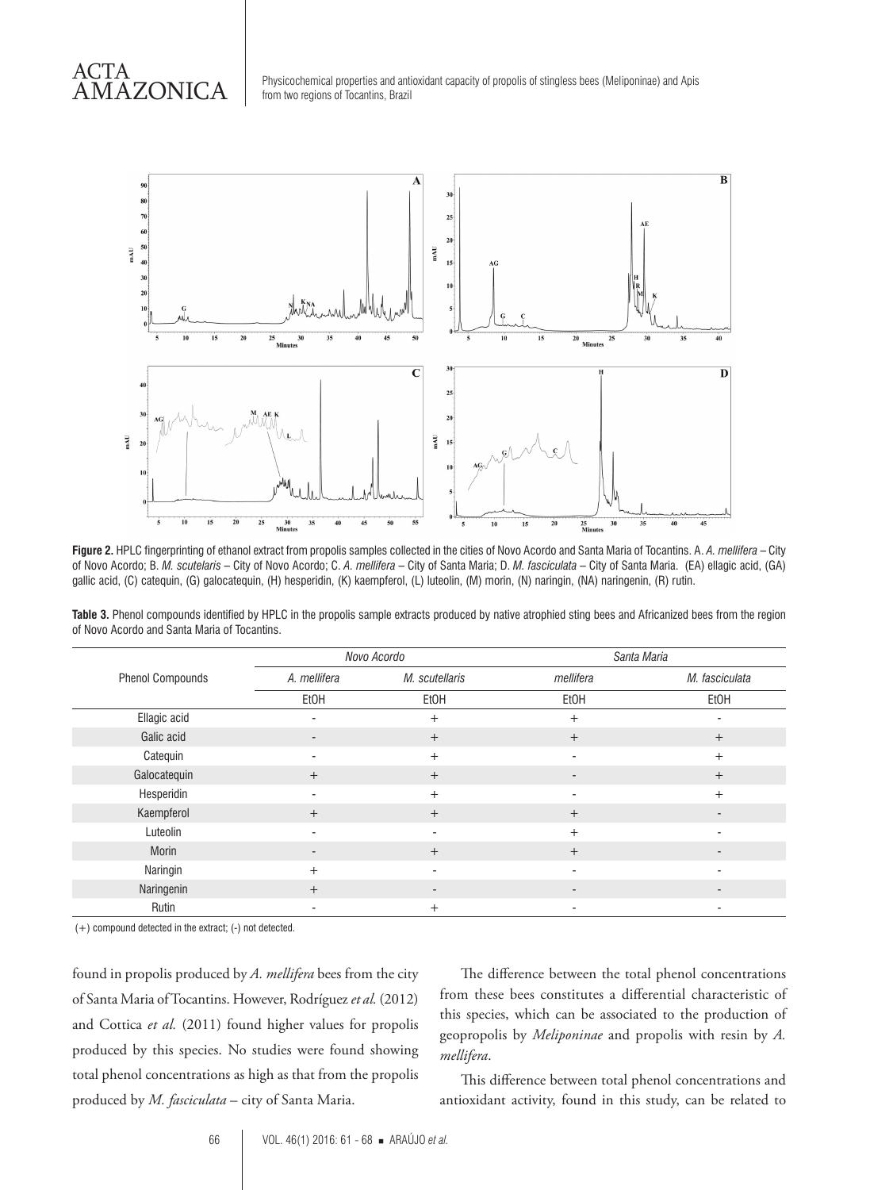**Figure 2.** HPLC fingerprinting of ethanol extract from propolis samples collected in the cities of Novo Acordo and Santa Maria of Tocantins. A. *A. mellifera* – City of Novo Acordo; B. *M. scutelaris* – City of Novo Acordo; C. *A. mellifera* – City of Santa Maria; D. *M. fasciculata* – City of Santa Maria. (EA) ellagic acid, (GA) gallic acid, (C) catequin, (G) galocatequin, (H) hesperidin, (K) kaempferol, (L) luteolin, (M) morin, (N) naringin, (NA) naringenin, (R) rutin.

**Table 3.** Phenol compounds identified by HPLC in the propolis sample extracts produced by native atrophied sting bees and Africanized bees from the region of Novo Acordo and Santa Maria of Tocantins.

| Phenol Compounds | *Novo Acordo* | | *Santa Maria* | |
|---|---|---|---|---|
| | *A. mellifera* | *M. scutellaris* | *mellifera* | *M. fasciculata* |
| | EtOH | EtOH | EtOH | EtOH |
| Ellagic acid | - | + | + | - |
| Galic acid | - | + | + | + |
| Catequin | - | + | - | + |
| Galocatequin | + | + | - | + |
| Hesperidin | - | + | - | + |
| Kaempferol | + | + | + | - |
| Luteolin | - | - | + | - |
| Morin | - | + | + | - |
| Naringin | + | - | - | - |
| Naringenin | + | - | - | - |
| Rutin | - | + | - | - |

(+) compound detected in the extract; (-) not detected.

found in propolis produced by *A. mellifera* bees from the city of Santa Maria of Tocantins. However, Rodríguez *et al.* (2012) and Cottica *et al.* (2011) found higher values for propolis produced by this species. No studies were found showing total phenol concentrations as high as that from the propolis produced by *M. fasciculata* – city of Santa Maria.

The difference between the total phenol concentrations from these bees constitutes a differential characteristic of this species, which can be associated to the production of geopropolis by *Meliponinae* and propolis with resin by *A. mellifera*.

This difference between total phenol concentrations and antioxidant activity, found in this study, can be related to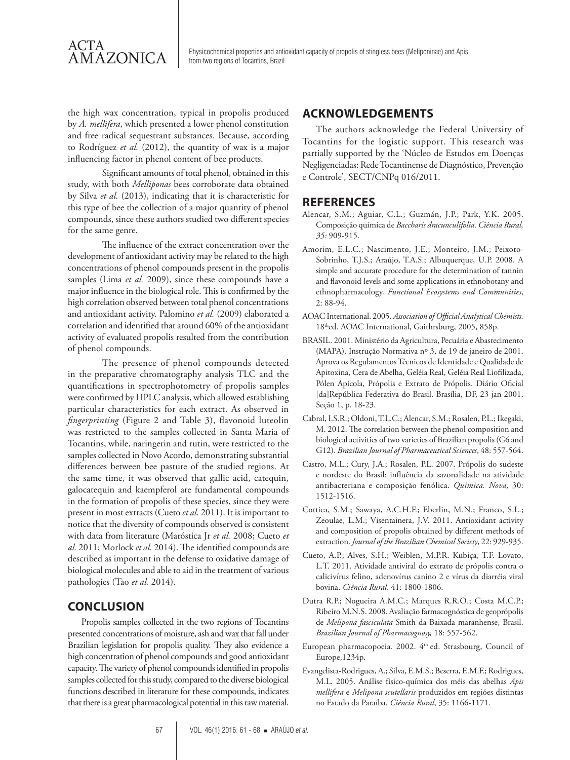the high wax concentration, typical in propolis produced by *A. mellifera*, which presented a lower phenol constitution and free radical sequestrant substances. Because, according to Rodríguez *et al.* (2012), the quantity of wax is a major influencing factor in phenol content of bee products.

Significant amounts of total phenol, obtained in this study, with both *Melliponas* bees corroborate data obtained by Silva *et al.* (2013), indicating that it is characteristic for this type of bee the collection of a major quantity of phenol compounds, since these authors studied two different species for the same genre.

The influence of the extract concentration over the development of antioxidant activity may be related to the high concentrations of phenol compounds present in the propolis samples (Lima *et al.* 2009), since these compounds have a major influence in the biological role. This is confirmed by the high correlation observed between total phenol concentrations and antioxidant activity. Palomino *et al.* (2009) elaborated a correlation and identified that around 60% of the antioxidant activity of evaluated propolis resulted from the contribution of phenol compounds.

The presence of phenol compounds detected in the preparative chromatography analysis TLC and the quantifications in spectrophotometry of propolis samples were confirmed by HPLC analysis, which allowed establishing particular characteristics for each extract. As observed in *fingerprinting* (Figure 2 and Table 3), flavonoid luteolin was restricted to the samples collected in Santa Maria of Tocantins, while, naringerin and rutin, were restricted to the samples collected in Novo Acordo, demonstrating substantial differences between bee pasture of the studied regions. At the same time, it was observed that gallic acid, catequin, galocatequin and kaempferol are fundamental compounds in the formation of propolis of these species, since they were present in most extracts (Cueto *et al.* 2011). It is important to notice that the diversity of compounds observed is consistent with data from literature (Maróstica Jr *et al.* 2008; Cueto *et al.* 2011; Morlock *et al.* 2014). The identified compounds are described as important in the defense to oxidative damage of biological molecules and able to aid in the treatment of various pathologies (Tao *et al.* 2014).

## CONCLUSION

Propolis samples collected in the two regions of Tocantins presented concentrations of moisture, ash and wax that fall under Brazilian legislation for propolis quality. They also evidence a high concentration of phenol compounds and good antioxidant capacity. The variety of phenol compounds identified in propolis samples collected for this study, compared to the diverse biological functions described in literature for these compounds, indicates that there is a great pharmacological potential in this raw material.

## ACKNOWLEDGEMENTS

The authors acknowledge the Federal University of Tocantins for the logistic support. This research was partially supported by the 'Núcleo de Estudos em Doenças Negligenciadas: Rede Tocantinense de Diagnóstico, Prevenção e Controle', SECT/CNPq 016/2011.

## REFERENCES

Alencar, S.M.; Aguiar, C.L.; Guzmán, J.P.; Park, Y.K. 2005. Composição química de *Baccharis dracunculifolia. Ciência Rural, 35:* 909-915.

Amorim, E.L.C.; Nascimento, J.E.; Monteiro, J.M.; Peixoto-Sobrinho, T.J.S.; Araújo, T.A.S.; Albuquerque, U.P. 2008. A simple and accurate procedure for the determination of tannin and flavonoid levels and some applications in ethnobotany and ethnopharmacology. *Functional Ecosystems and Communities*, 2: 88-94.

AOAC International. 2005. *Association of Official Analytical Chemists.* 18thed. AOAC International, Gaithrsburg, 2005, 858p.

BRASIL. 2001. Ministério da Agricultura, Pecuária e Abastecimento (MAPA). Instrução Normativa nº 3, de 19 de janeiro de 2001. Aprova os Regulamentos Técnicos de Identidade e Qualidade de Apitoxina, Cera de Abelha, Geléia Real, Geléia Real Liofilizada, Pólen Apícola, Própolis e Extrato de Própolis. Diário Oficial [da]República Federativa do Brasil. Brasília, DF, 23 jan 2001. Seção 1, p. 18-23.

Cabral, I.S.R.; Oldoni, T.L.C.; Alencar, S.M.; Rosalen, P.L.; Ikegaki, M. 2012. The correlation between the phenol composition and biological activities of two varieties of Brazilian propolis (G6 and G12). *Brazilian Journal of Pharmaceutical Sciences*, 48: 557-564.

Castro, M.L.; Cury, J.A.; Rosalen, P.L. 2007. Própolis do sudeste e nordeste do Brasil: influência da sazonalidade na atividade antibacteriana e composição fenólica. *Quimica. Nova,* 30: 1512-1516.

Cottica, S.M.; Sawaya, A.C.H.F.; Eberlin, M.N.; Franco, S.L.; Zeoulae, L.M.; Visentainera, J.V. 2011. Antioxidant activity and composition of propolis obtained by different methods of extraction. *Journal of the Brazilian Chemical Society*, 22: 929-935.

Cueto, A.P.; Alves, S.H.; Weiblen, M.P.R. Kubiça, T.F. Lovato, L.T. 2011. Atividade antiviral do extrato de própolis contra o calicivírus felino, adenovírus canino 2 e vírus da diarréia viral bovina. *Ciência Rural,* 41: 1800-1806.

Dutra R.P.; Nogueira A.M.C.; Marques R.R.O.; Costa M.C.P.; Ribeiro M.N.S. 2008. Avaliação farmacognóstica de geoprópolis de *Melipona fasciculata* Smith da Baixada maranhense, Brasil. *Brazilian Journal of Pharmacognosy,* 18: 557-562.

European pharmacopoeia. 2002. 4th ed. Strasbourg, Council of Europe,1234p.

Evangelista-Rodrigues, A.; Silva, E.M.S.; Beserra, E.M.F.; Rodrigues, M.L. 2005. Análise físico-química dos méis das abelhas *Apis mellifera* e *Melipona scutellaris* produzidos em regiões distintas no Estado da Paraíba. *Ciência Rural*, 35: 1166-1171.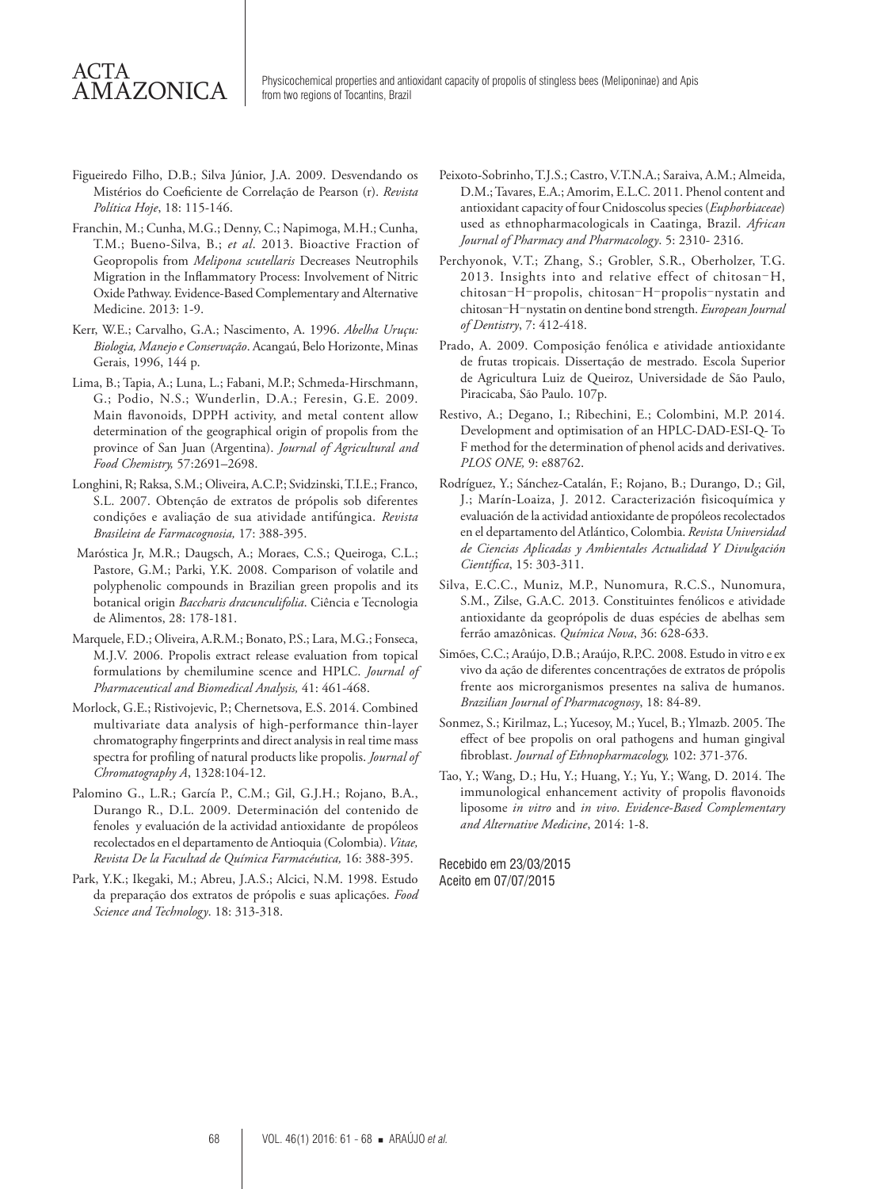Figueiredo Filho, D.B.; Silva Júnior, J.A. 2009. Desvendando os Mistérios do Coeficiente de Correlação de Pearson (r). *Revista Política Hoje*, 18: 115-146.

Franchin, M.; Cunha, M.G.; Denny, C.; Napimoga, M.H.; Cunha, T.M.; Bueno-Silva, B.; *et al*. 2013. Bioactive Fraction of Geopropolis from *Melipona scutellaris* Decreases Neutrophils Migration in the Inflammatory Process: Involvement of Nitric Oxide Pathway. Evidence-Based Complementary and Alternative Medicine. 2013: 1-9.

Kerr, W.E.; Carvalho, G.A.; Nascimento, A. 1996. *Abelha Uruçu: Biologia, Manejo e Conservação*. Acangaú, Belo Horizonte, Minas Gerais, 1996, 144 p.

Lima, B.; Tapia, A.; Luna, L.; Fabani, M.P.; Schmeda-Hirschmann, G.; Podio, N.S.; Wunderlin, D.A.; Feresin, G.E. 2009. Main flavonoids, DPPH activity, and metal content allow determination of the geographical origin of propolis from the province of San Juan (Argentina). *Journal of Agricultural and Food Chemistry,* 57:2691–2698.

Longhini, R; Raksa, S.M.; Oliveira, A.C.P.; Svidzinski, T.I.E.; Franco, S.L. 2007. Obtenção de extratos de própolis sob diferentes condições e avaliação de sua atividade antifúngica. *Revista Brasileira de Farmacognosia,* 17: 388-395.

Maróstica Jr, M.R.; Daugsch, A.; Moraes, C.S.; Queiroga, C.L.; Pastore, G.M.; Parki, Y.K. 2008. Comparison of volatile and polyphenolic compounds in Brazilian green propolis and its botanical origin *Baccharis dracunculifolia*. Ciência e Tecnologia de Alimentos, 28: 178-181.

Marquele, F.D.; Oliveira, A.R.M.; Bonato, P.S.; Lara, M.G.; Fonseca, M.J.V. 2006. Propolis extract release evaluation from topical formulations by chemilumine scence and HPLC. *Journal of Pharmaceutical and Biomedical Analysis,* 41: 461-468.

Morlock, G.E.; Ristivojevic, P.; Chernetsova, E.S. 2014. Combined multivariate data analysis of high-performance thin-layer chromatography fingerprints and direct analysis in real time mass spectra for profiling of natural products like propolis. *Journal of Chromatography A*, 1328:104-12.

Palomino G., L.R.; García P., C.M.; Gil, G.J.H.; Rojano, B.A., Durango R., D.L. 2009. Determinación del contenido de fenoles y evaluación de la actividad antioxidante de propóleos recolectados en el departamento de Antioquia (Colombia). *Vitae, Revista De la Facultad de Química Farmacéutica,* 16: 388-395.

Park, Y.K.; Ikegaki, M.; Abreu, J.A.S.; Alcici, N.M. 1998. Estudo da preparação dos extratos de própolis e suas aplicações. *Food Science and Technology*. 18: 313-318.

Peixoto-Sobrinho, T.J.S.; Castro, V.T.N.A.; Saraiva, A.M.; Almeida, D.M.; Tavares, E.A.; Amorim, E.L.C. 2011. Phenol content and antioxidant capacity of four Cnidoscolus species (*Euphorbiaceae*) used as ethnopharmacologicals in Caatinga, Brazil. *African Journal of Pharmacy and Pharmacology*. 5: 2310- 2316.

Perchyonok, V.T.; Zhang, S.; Grobler, S.R., Oberholzer, T.G. 2013. Insights into and relative effect of chitosan−H, chitosan−H−propolis, chitosan−H−propolis−nystatin and chitosan−H−nystatin on dentine bond strength. *European Journal of Dentistry*, 7: 412-418.

Prado, A. 2009. Composição fenólica e atividade antioxidante de frutas tropicais. Dissertação de mestrado. Escola Superior de Agricultura Luiz de Queiroz, Universidade de São Paulo, Piracicaba, São Paulo. 107p.

Restivo, A.; Degano, I.; Ribechini, E.; Colombini, M.P. 2014. Development and optimisation of an HPLC-DAD-ESI-Q- To F method for the determination of phenol acids and derivatives. *PLOS ONE,* 9: e88762.

Rodríguez, Y.; Sánchez-Catalán, F.; Rojano, B.; Durango, D.; Gil, J.; Marín-Loaiza, J. 2012. Caracterización fisicoquímica y evaluación de la actividad antioxidante de propóleos recolectados en el departamento del Atlántico, Colombia. *Revista Universidad de Ciencias Aplicadas y Ambientales Actualidad Y Divulgación Científica*, 15: 303-311.

Silva, E.C.C., Muniz, M.P., Nunomura, R.C.S., Nunomura, S.M., Zilse, G.A.C. 2013. Constituintes fenólicos e atividade antioxidante da geoprópolis de duas espécies de abelhas sem ferrão amazônicas. *Química Nova*, 36: 628-633.

Simões, C.C.; Araújo, D.B.; Araújo, R.P.C. 2008. Estudo in vitro e ex vivo da ação de diferentes concentrações de extratos de própolis frente aos microrganismos presentes na saliva de humanos. *Brazilian Journal of Pharmacognosy*, 18: 84-89.

Sonmez, S.; Kirilmaz, L.; Yucesoy, M.; Yucel, B.; Ylmazb. 2005. The effect of bee propolis on oral pathogens and human gingival fibroblast. *Journal of Ethnopharmacology,* 102: 371-376.

Tao, Y.; Wang, D.; Hu, Y.; Huang, Y.; Yu, Y.; Wang, D. 2014. The immunological enhancement activity of propolis flavonoids liposome *in vitro* and *in vivo*. *Evidence-Based Complementary and Alternative Medicine*, 2014: 1-8.

Recebido em 23/03/2015
Aceito em 07/07/2015